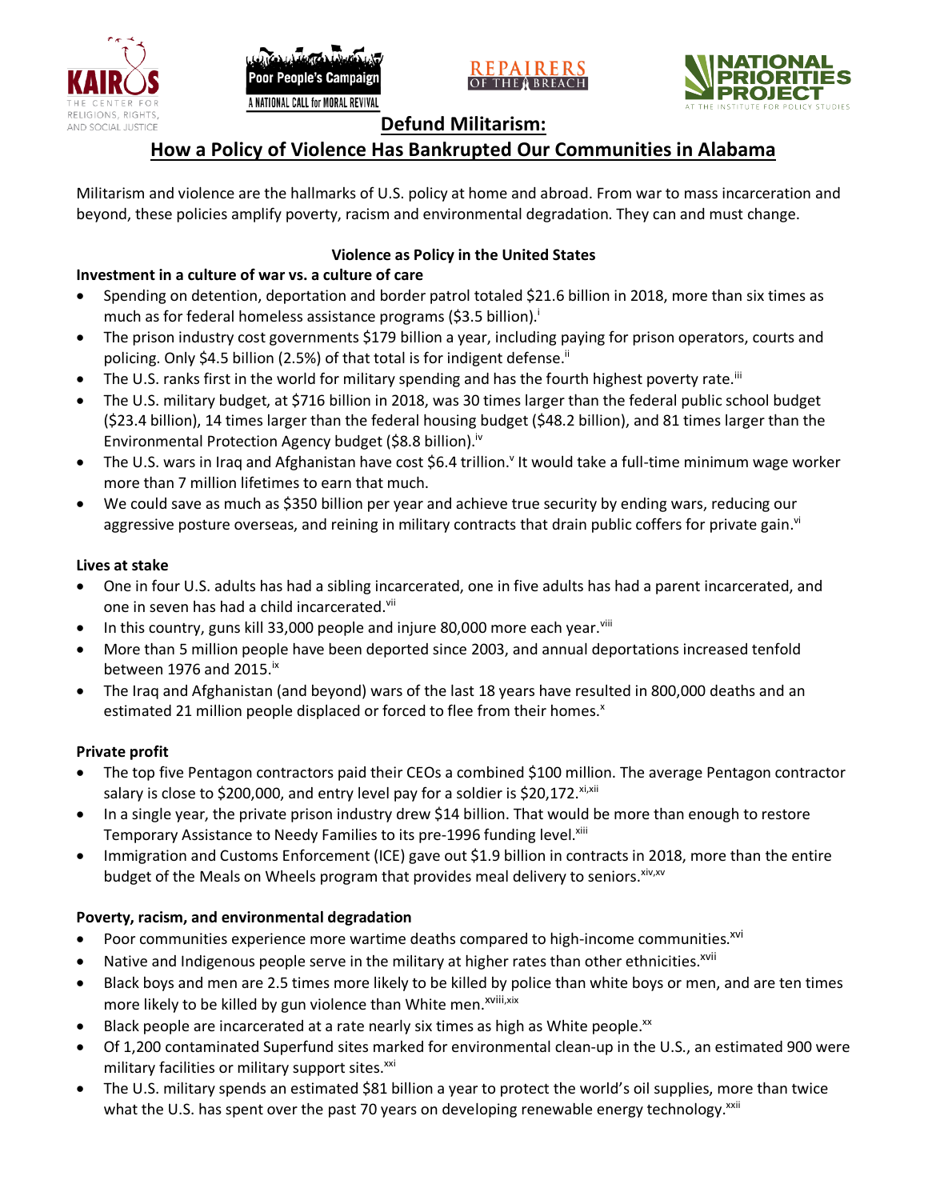# Defund Militarism:

## How a Policy of Violence Has Bankrupted Our Communities in Alabama

Militarism and violence are the hallmarks of U.S. policy at home and abroad. From war to mass incarceration and beyond, these policies amplify poverty, racism and environmental degradation. They can and must change.

### Violence as Policy in the United States

**Investment in a culture of war vs. a culture of care**

- Spending on detention, deportation and border patrol totaled $21.6 billion in 2018, more than six times as much as for federal homeless assistance programs ($3.5 billion).[i]
- The prison industry cost governments $179 billion a year, including paying for prison operators, courts and policing. Only $4.5 billion (2.5%) of that total is for indigent defense.[ii]
- The U.S. ranks first in the world for military spending and has the fourth highest poverty rate.[iii]
- The U.S. military budget, at $716 billion in 2018, was 30 times larger than the federal public school budget ($23.4 billion), 14 times larger than the federal housing budget ($48.2 billion), and 81 times larger than the Environmental Protection Agency budget ($8.8 billion).[iv]
- The U.S. wars in Iraq and Afghanistan have cost $6.4 trillion.[v] It would take a full-time minimum wage worker more than 7 million lifetimes to earn that much.
- We could save as much as $350 billion per year and achieve true security by ending wars, reducing our aggressive posture overseas, and reining in military contracts that drain public coffers for private gain.[vi]

**Lives at stake**

- One in four U.S. adults has had a sibling incarcerated, one in five adults has had a parent incarcerated, and one in seven has had a child incarcerated.[vii]
- In this country, guns kill 33,000 people and injure 80,000 more each year.[viii]
- More than 5 million people have been deported since 2003, and annual deportations increased tenfold between 1976 and 2015.[ix]
- The Iraq and Afghanistan (and beyond) wars of the last 18 years have resulted in 800,000 deaths and an estimated 21 million people displaced or forced to flee from their homes.[x]

**Private profit**

- The top five Pentagon contractors paid their CEOs a combined $100 million. The average Pentagon contractor salary is close to $200,000, and entry level pay for a soldier is $20,172.[xi,xii]
- In a single year, the private prison industry drew $14 billion. That would be more than enough to restore Temporary Assistance to Needy Families to its pre-1996 funding level.[xiii]
- Immigration and Customs Enforcement (ICE) gave out $1.9 billion in contracts in 2018, more than the entire budget of the Meals on Wheels program that provides meal delivery to seniors.[xiv,xv]

**Poverty, racism, and environmental degradation**

- Poor communities experience more wartime deaths compared to high-income communities.[xvi]
- Native and Indigenous people serve in the military at higher rates than other ethnicities.[xvii]
- Black boys and men are 2.5 times more likely to be killed by police than white boys or men, and are ten times more likely to be killed by gun violence than White men.[xviii,xix]
- Black people are incarcerated at a rate nearly six times as high as White people.[xx]
- Of 1,200 contaminated Superfund sites marked for environmental clean-up in the U.S., an estimated 900 were military facilities or military support sites.[xxi]
- The U.S. military spends an estimated $81 billion a year to protect the world's oil supplies, more than twice what the U.S. has spent over the past 70 years on developing renewable energy technology.[xxii]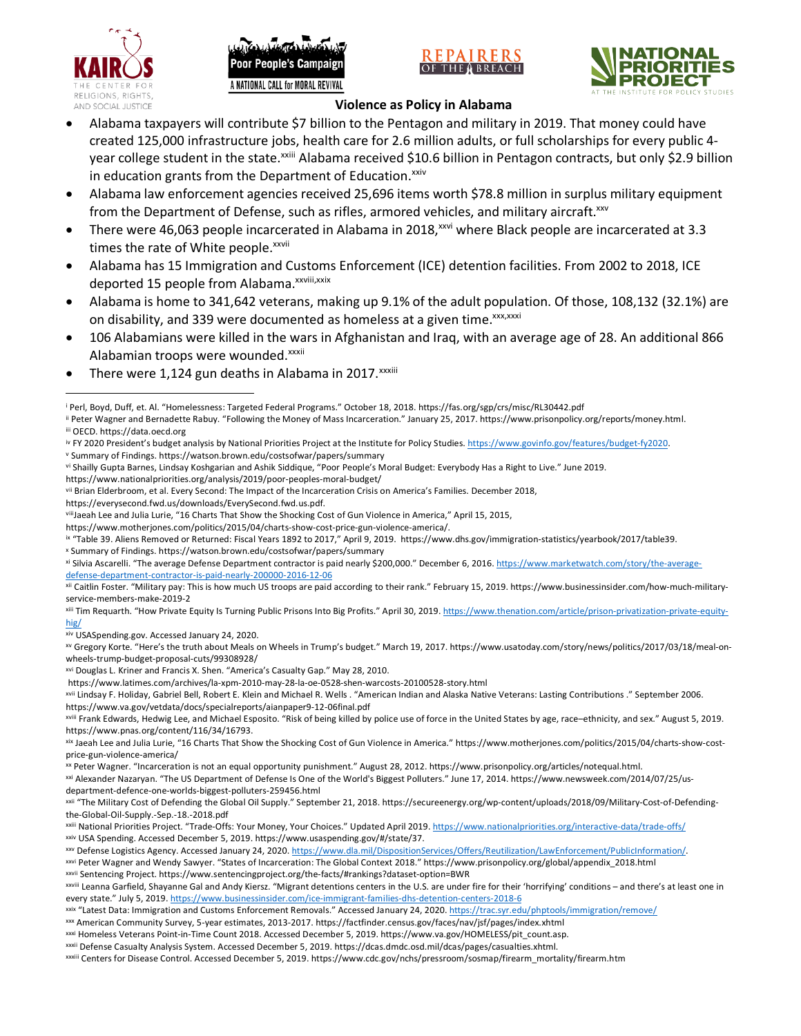## Violence as Policy in Alabama

- Alabama taxpayers will contribute $7 billion to the Pentagon and military in 2019. That money could have created 125,000 infrastructure jobs, health care for 2.6 million adults, or full scholarships for every public 4-year college student in the state.[xxiii] Alabama received $10.6 billion in Pentagon contracts, but only $2.9 billion in education grants from the Department of Education.[xxiv]
- Alabama law enforcement agencies received 25,696 items worth $78.8 million in surplus military equipment from the Department of Defense, such as rifles, armored vehicles, and military aircraft.[xxv]
- There were 46,063 people incarcerated in Alabama in 2018,[xxvi] where Black people are incarcerated at 3.3 times the rate of White people.[xxvii]
- Alabama has 15 Immigration and Customs Enforcement (ICE) detention facilities. From 2002 to 2018, ICE deported 15 people from Alabama.[xxviii,xxix]
- Alabama is home to 341,642 veterans, making up 9.1% of the adult population. Of those, 108,132 (32.1%) are on disability, and 339 were documented as homeless at a given time.[xxx,xxxi]
- 106 Alabamians were killed in the wars in Afghanistan and Iraq, with an average age of 28. An additional 866 Alabamian troops were wounded.[xxxii]
- There were 1,124 gun deaths in Alabama in 2017.[xxxiii]

---

[i] Perl, Boyd, Duff, et. Al. "Homelessness: Targeted Federal Programs." October 18, 2018. https://fas.org/sgp/crs/misc/RL30442.pdf

[ii] Peter Wagner and Bernadette Rabuy. "Following the Money of Mass Incarceration." January 25, 2017. https://www.prisonpolicy.org/reports/money.html.

[iii] OECD. https://data.oecd.org

[iv] FY 2020 President's budget analysis by National Priorities Project at the Institute for Policy Studies. https://www.govinfo.gov/features/budget-fy2020.

[v] Summary of Findings. https://watson.brown.edu/costsofwar/papers/summary

[vi] Shailly Gupta Barnes, Lindsay Koshgarian and Ashik Siddique, "Poor People's Moral Budget: Everybody Has a Right to Live." June 2019. https://www.nationalpriorities.org/analysis/2019/poor-peoples-moral-budget/

[vii] Brian Elderbroom, et al. Every Second: The Impact of the Incarceration Crisis on America's Families. December 2018, https://everysecond.fwd.us/downloads/EverySecond.fwd.us.pdf.

[viii] Jaeah Lee and Julia Lurie, "16 Charts That Show the Shocking Cost of Gun Violence in America," April 15, 2015, https://www.motherjones.com/politics/2015/04/charts-show-cost-price-gun-violence-america/.

[ix] "Table 39. Aliens Removed or Returned: Fiscal Years 1892 to 2017," April 9, 2019. https://www.dhs.gov/immigration-statistics/yearbook/2017/table39.

[x] Summary of Findings. https://watson.brown.edu/costsofwar/papers/summary

[xi] Silvia Ascarelli. "The average Defense Department contractor is paid nearly $200,000." December 6, 2016. https://www.marketwatch.com/story/the-average-defense-department-contractor-is-paid-nearly-200000-2016-12-06

[xii] Caitlin Foster. "Military pay: This is how much US troops are paid according to their rank." February 15, 2019. https://www.businessinsider.com/how-much-military-service-members-make-2019-2

[xiii] Tim Requarth. "How Private Equity Is Turning Public Prisons Into Big Profits." April 30, 2019. https://www.thenation.com/article/prison-privatization-private-equity-hig/

[xiv] USASpending.gov. Accessed January 24, 2020.

[xv] Gregory Korte. "Here's the truth about Meals on Wheels in Trump's budget." March 19, 2017. https://www.usatoday.com/story/news/politics/2017/03/18/meal-on-wheels-trump-budget-proposal-cuts/99308928/

[xvi] Douglas L. Kriner and Francis X. Shen. "America's Casualty Gap." May 28, 2010. https://www.latimes.com/archives/la-xpm-2010-may-28-la-oe-0528-shen-warcosts-20100528-story.html

[xvii] Lindsay F. Holiday, Gabriel Bell, Robert E. Klein and Michael R. Wells . "American Indian and Alaska Native Veterans: Lasting Contributions ." September 2006. https://www.va.gov/vetdata/docs/specialreports/aianpaper9-12-06final.pdf

[xviii] Frank Edwards, Hedwig Lee, and Michael Esposito. "Risk of being killed by police use of force in the United States by age, race–ethnicity, and sex." August 5, 2019. https://www.pnas.org/content/116/34/16793.

[xix] Jaeah Lee and Julia Lurie, "16 Charts That Show the Shocking Cost of Gun Violence in America." https://www.motherjones.com/politics/2015/04/charts-show-cost-price-gun-violence-america/

[xx] Peter Wagner. "Incarceration is not an equal opportunity punishment." August 28, 2012. https://www.prisonpolicy.org/articles/notequal.html.

[xxi] Alexander Nazaryan. "The US Department of Defense Is One of the World's Biggest Polluters." June 17, 2014. https://www.newsweek.com/2014/07/25/us-department-defence-one-worlds-biggest-polluters-259456.html

[xxii] "The Military Cost of Defending the Global Oil Supply." September 21, 2018. https://secureenergy.org/wp-content/uploads/2018/09/Military-Cost-of-Defending-the-Global-Oil-Supply.-Sep.-18.-2018.pdf

[xxiii] National Priorities Project. "Trade-Offs: Your Money, Your Choices." Updated April 2019. https://www.nationalpriorities.org/interactive-data/trade-offs/

[xxiv] USA Spending. Accessed December 5, 2019. https://www.usaspending.gov/#/state/37.

[xxv] Defense Logistics Agency. Accessed January 24, 2020. https://www.dla.mil/DispositionServices/Offers/Reutilization/LawEnforcement/PublicInformation/.

[xxvi] Peter Wagner and Wendy Sawyer. "States of Incarceration: The Global Context 2018." https://www.prisonpolicy.org/global/appendix_2018.html

[xxvii] Sentencing Project. https://www.sentencingproject.org/the-facts/#rankings?dataset-option=BWR

[xxviii] Leanna Garfield, Shayanne Gal and Andy Kiersz. "Migrant detentions centers in the U.S. are under fire for their 'horrifying' conditions – and there's at least one in every state." July 5, 2019. https://www.businessinsider.com/ice-immigrant-families-dhs-detention-centers-2018-6

[xxix] "Latest Data: Immigration and Customs Enforcement Removals." Accessed January 24, 2020. https://trac.syr.edu/phptools/immigration/remove/

[xxx] American Community Survey, 5-year estimates, 2013-2017. https://factfinder.census.gov/faces/nav/jsf/pages/index.xhtml

[xxxi] Homeless Veterans Point-in-Time Count 2018. Accessed December 5, 2019. https://www.va.gov/HOMELESS/pit_count.asp.

[xxxii] Defense Casualty Analysis System. Accessed December 5, 2019. https://dcas.dmdc.osd.mil/dcas/pages/casualties.xhtml.

[xxxiii] Centers for Disease Control. Accessed December 5, 2019. https://www.cdc.gov/nchs/pressroom/sosmap/firearm_mortality/firearm.htm